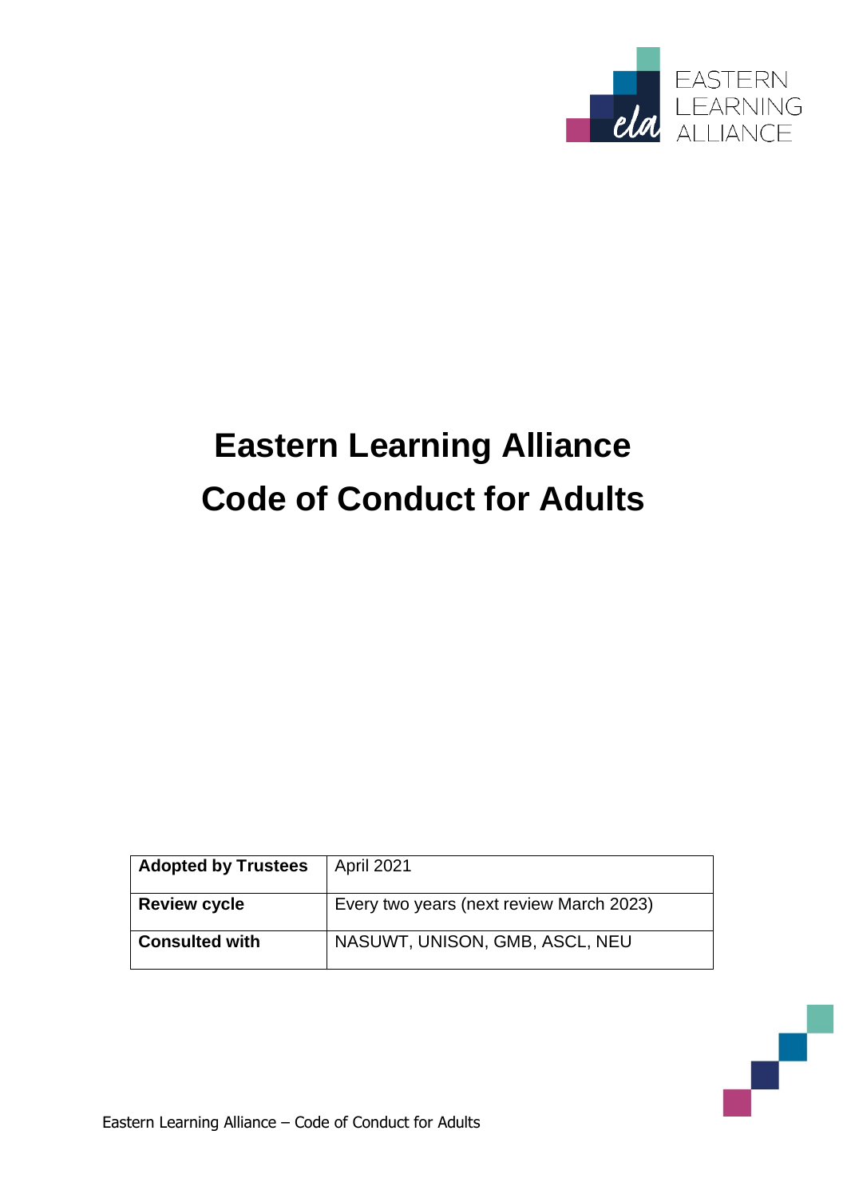# Eastern Learning Alliance
# Code of Conduct for Adults

| Adopted by Trustees | April 2021 |
|---|---|
| Review cycle | Every two years (next review March 2023) |
| Consulted with | NASUWT, UNISON, GMB, ASCL, NEU |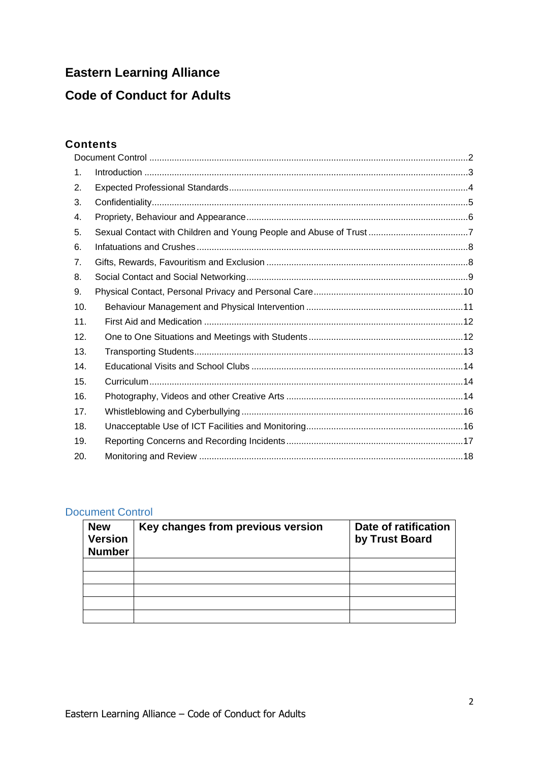# Eastern Learning Alliance

# Code of Conduct for Adults

## Contents

- Document Control ..... 2
- 1. Introduction ..... 3
- 2. Expected Professional Standards ..... 4
- 3. Confidentiality ..... 5
- 4. Propriety, Behaviour and Appearance ..... 6
- 5. Sexual Contact with Children and Young People and Abuse of Trust ..... 7
- 6. Infatuations and Crushes ..... 8
- 7. Gifts, Rewards, Favouritism and Exclusion ..... 8
- 8. Social Contact and Social Networking ..... 9
- 9. Physical Contact, Personal Privacy and Personal Care ..... 10
- 10. Behaviour Management and Physical Intervention ..... 11
- 11. First Aid and Medication ..... 12
- 12. One to One Situations and Meetings with Students ..... 12
- 13. Transporting Students ..... 13
- 14. Educational Visits and School Clubs ..... 14
- 15. Curriculum ..... 14
- 16. Photography, Videos and other Creative Arts ..... 14
- 17. Whistleblowing and Cyberbullying ..... 16
- 18. Unacceptable Use of ICT Facilities and Monitoring ..... 16
- 19. Reporting Concerns and Recording Incidents ..... 17
- 20. Monitoring and Review ..... 18

## Document Control

| New Version Number | Key changes from previous version | Date of ratification by Trust Board |
|---|---|---|
| | | |
| | | |
| | | |
| | | |
| | | |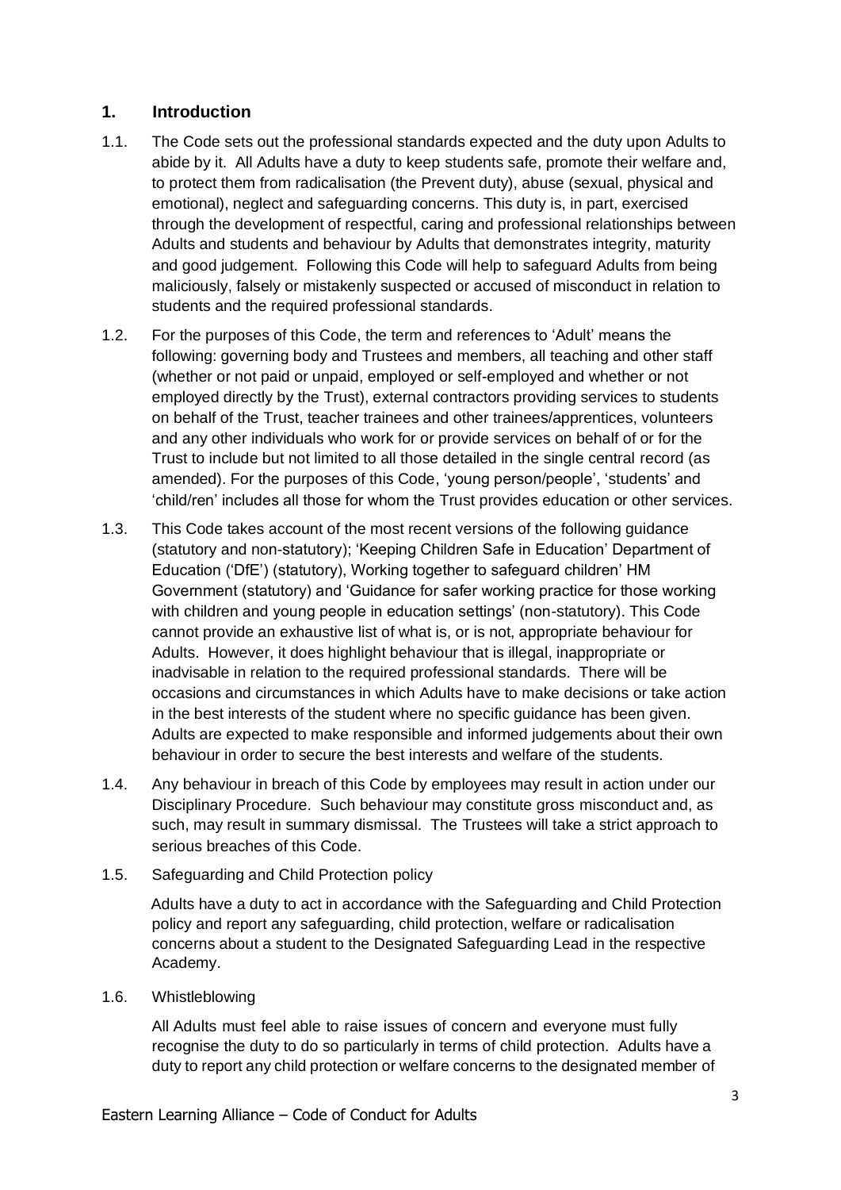## 1. Introduction

1.1. The Code sets out the professional standards expected and the duty upon Adults to abide by it. All Adults have a duty to keep students safe, promote their welfare and, to protect them from radicalisation (the Prevent duty), abuse (sexual, physical and emotional), neglect and safeguarding concerns. This duty is, in part, exercised through the development of respectful, caring and professional relationships between Adults and students and behaviour by Adults that demonstrates integrity, maturity and good judgement. Following this Code will help to safeguard Adults from being maliciously, falsely or mistakenly suspected or accused of misconduct in relation to students and the required professional standards.

1.2. For the purposes of this Code, the term and references to 'Adult' means the following: governing body and Trustees and members, all teaching and other staff (whether or not paid or unpaid, employed or self-employed and whether or not employed directly by the Trust), external contractors providing services to students on behalf of the Trust, teacher trainees and other trainees/apprentices, volunteers and any other individuals who work for or provide services on behalf of or for the Trust to include but not limited to all those detailed in the single central record (as amended). For the purposes of this Code, 'young person/people', 'students' and 'child/ren' includes all those for whom the Trust provides education or other services.

1.3. This Code takes account of the most recent versions of the following guidance (statutory and non-statutory); 'Keeping Children Safe in Education' Department of Education ('DfE') (statutory), Working together to safeguard children' HM Government (statutory) and 'Guidance for safer working practice for those working with children and young people in education settings' (non-statutory). This Code cannot provide an exhaustive list of what is, or is not, appropriate behaviour for Adults. However, it does highlight behaviour that is illegal, inappropriate or inadvisable in relation to the required professional standards. There will be occasions and circumstances in which Adults have to make decisions or take action in the best interests of the student where no specific guidance has been given. Adults are expected to make responsible and informed judgements about their own behaviour in order to secure the best interests and welfare of the students.

1.4. Any behaviour in breach of this Code by employees may result in action under our Disciplinary Procedure. Such behaviour may constitute gross misconduct and, as such, may result in summary dismissal. The Trustees will take a strict approach to serious breaches of this Code.

1.5. Safeguarding and Child Protection policy

Adults have a duty to act in accordance with the Safeguarding and Child Protection policy and report any safeguarding, child protection, welfare or radicalisation concerns about a student to the Designated Safeguarding Lead in the respective Academy.

1.6. Whistleblowing

All Adults must feel able to raise issues of concern and everyone must fully recognise the duty to do so particularly in terms of child protection. Adults have a duty to report any child protection or welfare concerns to the designated member of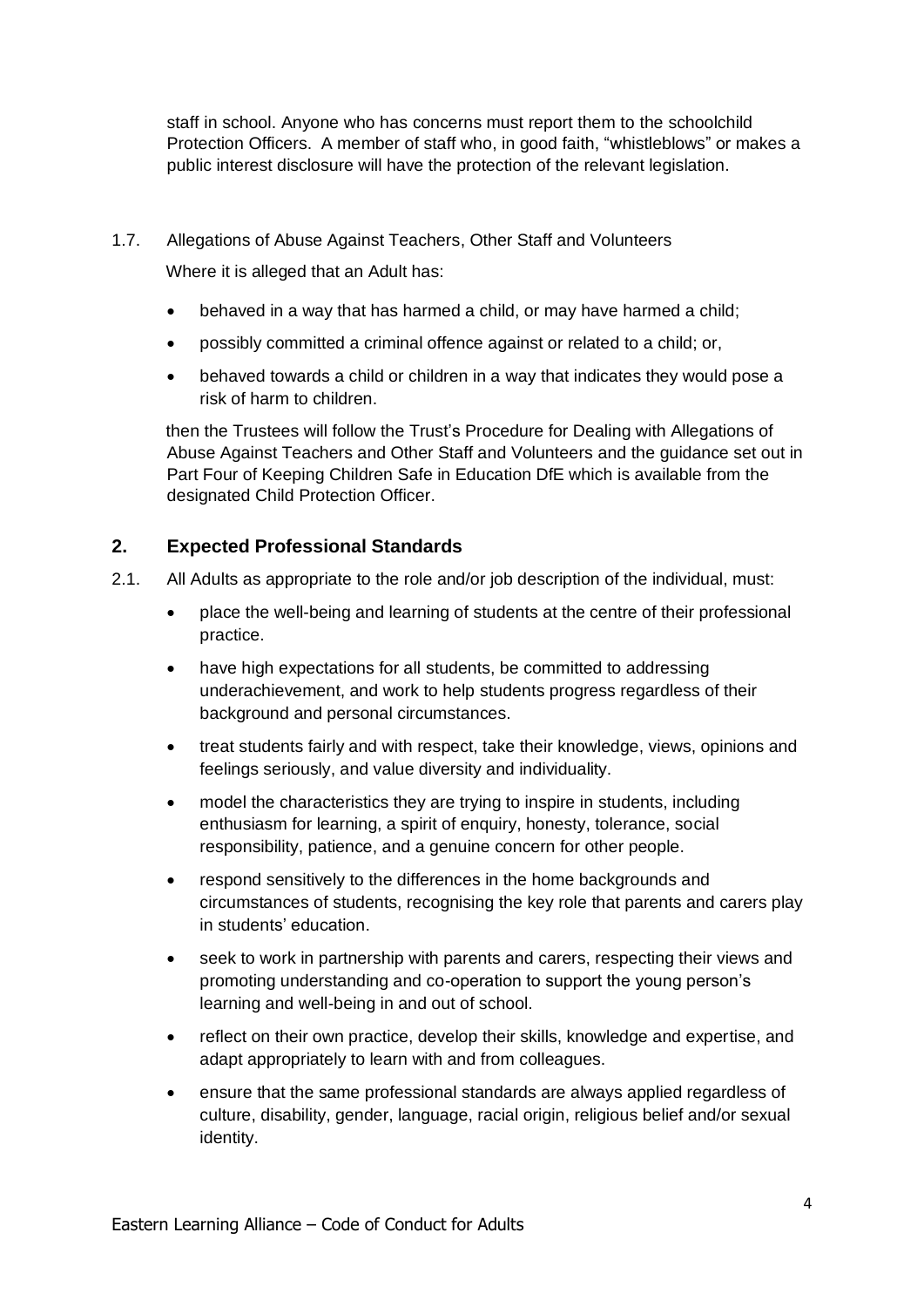staff in school. Anyone who has concerns must report them to the schoolchild Protection Officers. A member of staff who, in good faith, "whistleblows" or makes a public interest disclosure will have the protection of the relevant legislation.

1.7. Allegations of Abuse Against Teachers, Other Staff and Volunteers

Where it is alleged that an Adult has:

- behaved in a way that has harmed a child, or may have harmed a child;
- possibly committed a criminal offence against or related to a child; or,
- behaved towards a child or children in a way that indicates they would pose a risk of harm to children.

then the Trustees will follow the Trust's Procedure for Dealing with Allegations of Abuse Against Teachers and Other Staff and Volunteers and the guidance set out in Part Four of Keeping Children Safe in Education DfE which is available from the designated Child Protection Officer.

## 2. Expected Professional Standards

2.1. All Adults as appropriate to the role and/or job description of the individual, must:

- place the well-being and learning of students at the centre of their professional practice.
- have high expectations for all students, be committed to addressing underachievement, and work to help students progress regardless of their background and personal circumstances.
- treat students fairly and with respect, take their knowledge, views, opinions and feelings seriously, and value diversity and individuality.
- model the characteristics they are trying to inspire in students, including enthusiasm for learning, a spirit of enquiry, honesty, tolerance, social responsibility, patience, and a genuine concern for other people.
- respond sensitively to the differences in the home backgrounds and circumstances of students, recognising the key role that parents and carers play in students' education.
- seek to work in partnership with parents and carers, respecting their views and promoting understanding and co-operation to support the young person's learning and well-being in and out of school.
- reflect on their own practice, develop their skills, knowledge and expertise, and adapt appropriately to learn with and from colleagues.
- ensure that the same professional standards are always applied regardless of culture, disability, gender, language, racial origin, religious belief and/or sexual identity.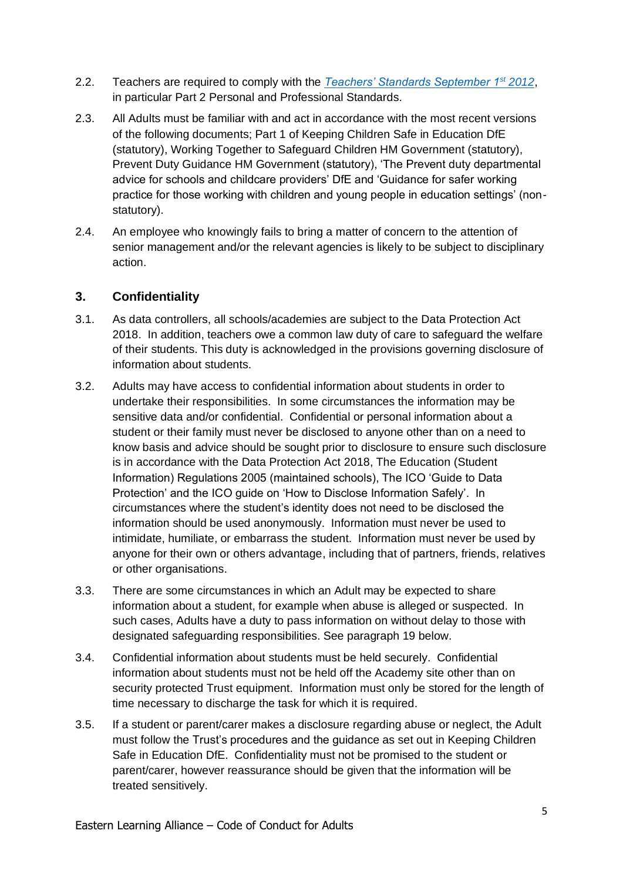2.2. Teachers are required to comply with the [*Teachers' Standards September 1st 2012*](), in particular Part 2 Personal and Professional Standards.

2.3. All Adults must be familiar with and act in accordance with the most recent versions of the following documents; Part 1 of Keeping Children Safe in Education DfE (statutory), Working Together to Safeguard Children HM Government (statutory), Prevent Duty Guidance HM Government (statutory), 'The Prevent duty departmental advice for schools and childcare providers' DfE and 'Guidance for safer working practice for those working with children and young people in education settings' (non-statutory).

2.4. An employee who knowingly fails to bring a matter of concern to the attention of senior management and/or the relevant agencies is likely to be subject to disciplinary action.

## 3. Confidentiality

3.1. As data controllers, all schools/academies are subject to the Data Protection Act 2018. In addition, teachers owe a common law duty of care to safeguard the welfare of their students. This duty is acknowledged in the provisions governing disclosure of information about students.

3.2. Adults may have access to confidential information about students in order to undertake their responsibilities. In some circumstances the information may be sensitive data and/or confidential. Confidential or personal information about a student or their family must never be disclosed to anyone other than on a need to know basis and advice should be sought prior to disclosure to ensure such disclosure is in accordance with the Data Protection Act 2018, The Education (Student Information) Regulations 2005 (maintained schools), The ICO 'Guide to Data Protection' and the ICO guide on 'How to Disclose Information Safely'. In circumstances where the student's identity does not need to be disclosed the information should be used anonymously. Information must never be used to intimidate, humiliate, or embarrass the student. Information must never be used by anyone for their own or others advantage, including that of partners, friends, relatives or other organisations.

3.3. There are some circumstances in which an Adult may be expected to share information about a student, for example when abuse is alleged or suspected. In such cases, Adults have a duty to pass information on without delay to those with designated safeguarding responsibilities. See paragraph 19 below.

3.4. Confidential information about students must be held securely. Confidential information about students must not be held off the Academy site other than on security protected Trust equipment. Information must only be stored for the length of time necessary to discharge the task for which it is required.

3.5. If a student or parent/carer makes a disclosure regarding abuse or neglect, the Adult must follow the Trust's procedures and the guidance as set out in Keeping Children Safe in Education DfE. Confidentiality must not be promised to the student or parent/carer, however reassurance should be given that the information will be treated sensitively.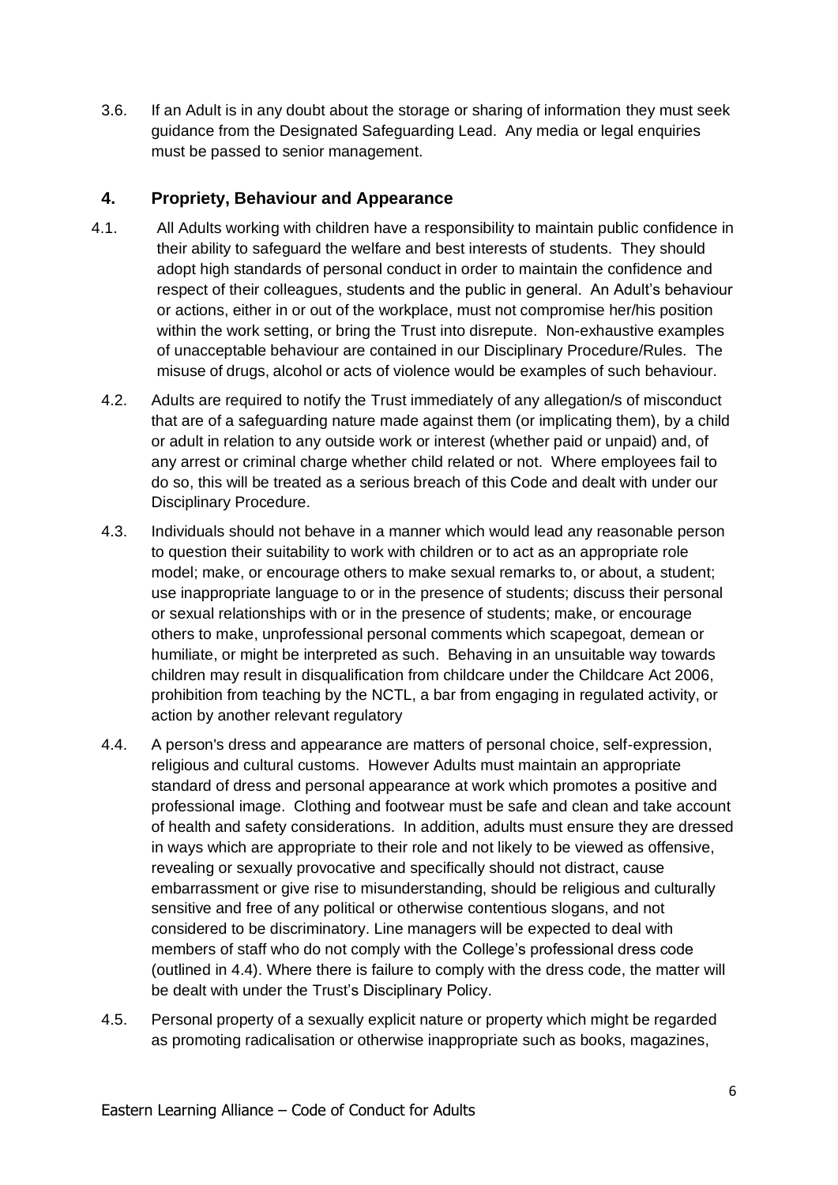3.6. If an Adult is in any doubt about the storage or sharing of information they must seek guidance from the Designated Safeguarding Lead. Any media or legal enquiries must be passed to senior management.

## 4. Propriety, Behaviour and Appearance

4.1. All Adults working with children have a responsibility to maintain public confidence in their ability to safeguard the welfare and best interests of students. They should adopt high standards of personal conduct in order to maintain the confidence and respect of their colleagues, students and the public in general. An Adult's behaviour or actions, either in or out of the workplace, must not compromise her/his position within the work setting, or bring the Trust into disrepute. Non-exhaustive examples of unacceptable behaviour are contained in our Disciplinary Procedure/Rules. The misuse of drugs, alcohol or acts of violence would be examples of such behaviour.

4.2. Adults are required to notify the Trust immediately of any allegation/s of misconduct that are of a safeguarding nature made against them (or implicating them), by a child or adult in relation to any outside work or interest (whether paid or unpaid) and, of any arrest or criminal charge whether child related or not. Where employees fail to do so, this will be treated as a serious breach of this Code and dealt with under our Disciplinary Procedure.

4.3. Individuals should not behave in a manner which would lead any reasonable person to question their suitability to work with children or to act as an appropriate role model; make, or encourage others to make sexual remarks to, or about, a student; use inappropriate language to or in the presence of students; discuss their personal or sexual relationships with or in the presence of students; make, or encourage others to make, unprofessional personal comments which scapegoat, demean or humiliate, or might be interpreted as such. Behaving in an unsuitable way towards children may result in disqualification from childcare under the Childcare Act 2006, prohibition from teaching by the NCTL, a bar from engaging in regulated activity, or action by another relevant regulatory

4.4. A person's dress and appearance are matters of personal choice, self-expression, religious and cultural customs. However Adults must maintain an appropriate standard of dress and personal appearance at work which promotes a positive and professional image. Clothing and footwear must be safe and clean and take account of health and safety considerations. In addition, adults must ensure they are dressed in ways which are appropriate to their role and not likely to be viewed as offensive, revealing or sexually provocative and specifically should not distract, cause embarrassment or give rise to misunderstanding, should be religious and culturally sensitive and free of any political or otherwise contentious slogans, and not considered to be discriminatory. Line managers will be expected to deal with members of staff who do not comply with the College's professional dress code (outlined in 4.4). Where there is failure to comply with the dress code, the matter will be dealt with under the Trust's Disciplinary Policy.

4.5. Personal property of a sexually explicit nature or property which might be regarded as promoting radicalisation or otherwise inappropriate such as books, magazines,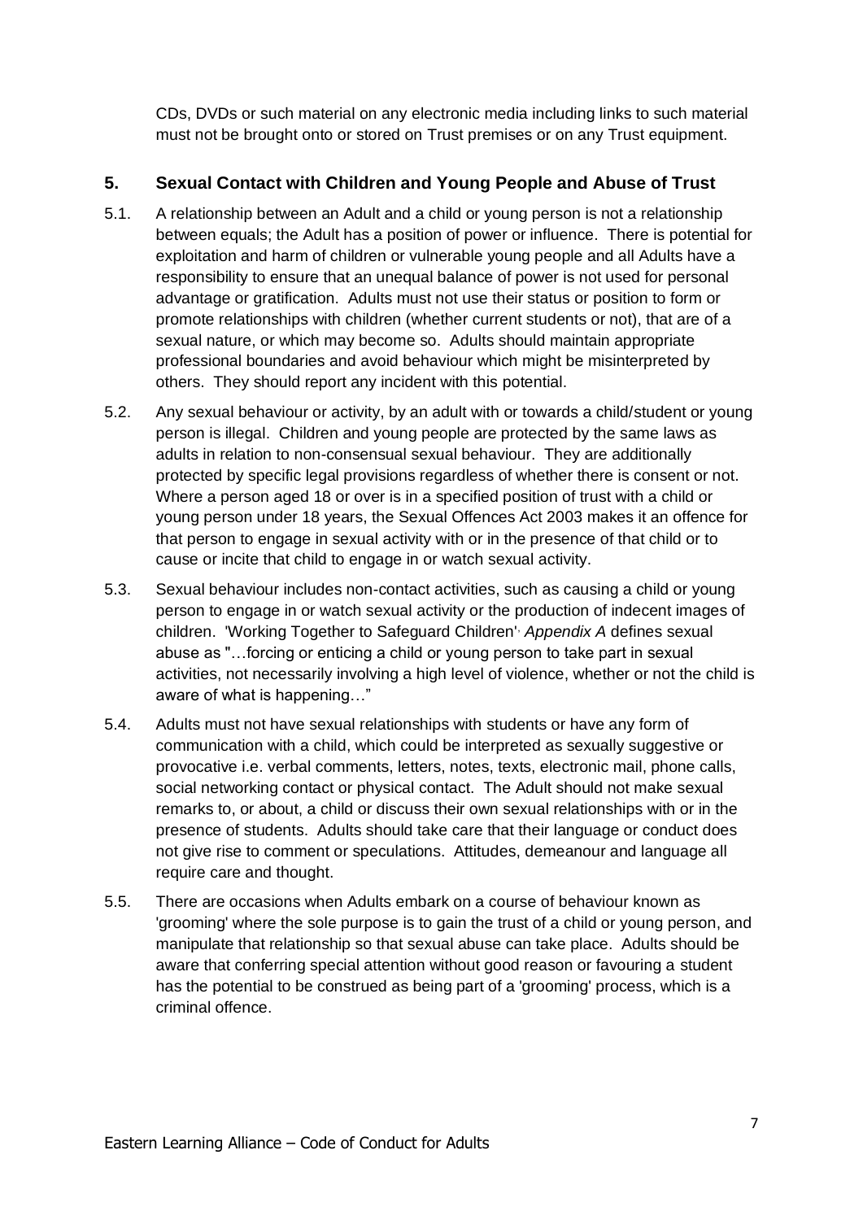CDs, DVDs or such material on any electronic media including links to such material must not be brought onto or stored on Trust premises or on any Trust equipment.

## 5. Sexual Contact with Children and Young People and Abuse of Trust

5.1. A relationship between an Adult and a child or young person is not a relationship between equals; the Adult has a position of power or influence. There is potential for exploitation and harm of children or vulnerable young people and all Adults have a responsibility to ensure that an unequal balance of power is not used for personal advantage or gratification. Adults must not use their status or position to form or promote relationships with children (whether current students or not), that are of a sexual nature, or which may become so. Adults should maintain appropriate professional boundaries and avoid behaviour which might be misinterpreted by others. They should report any incident with this potential.

5.2. Any sexual behaviour or activity, by an adult with or towards a child/student or young person is illegal. Children and young people are protected by the same laws as adults in relation to non-consensual sexual behaviour. They are additionally protected by specific legal provisions regardless of whether there is consent or not. Where a person aged 18 or over is in a specified position of trust with a child or young person under 18 years, the Sexual Offences Act 2003 makes it an offence for that person to engage in sexual activity with or in the presence of that child or to cause or incite that child to engage in or watch sexual activity.

5.3. Sexual behaviour includes non-contact activities, such as causing a child or young person to engage in or watch sexual activity or the production of indecent images of children. 'Working Together to Safeguard Children', *Appendix A* defines sexual abuse as "…forcing or enticing a child or young person to take part in sexual activities, not necessarily involving a high level of violence, whether or not the child is aware of what is happening…"

5.4. Adults must not have sexual relationships with students or have any form of communication with a child, which could be interpreted as sexually suggestive or provocative i.e. verbal comments, letters, notes, texts, electronic mail, phone calls, social networking contact or physical contact. The Adult should not make sexual remarks to, or about, a child or discuss their own sexual relationships with or in the presence of students. Adults should take care that their language or conduct does not give rise to comment or speculations. Attitudes, demeanour and language all require care and thought.

5.5. There are occasions when Adults embark on a course of behaviour known as 'grooming' where the sole purpose is to gain the trust of a child or young person, and manipulate that relationship so that sexual abuse can take place. Adults should be aware that conferring special attention without good reason or favouring a student has the potential to be construed as being part of a 'grooming' process, which is a criminal offence.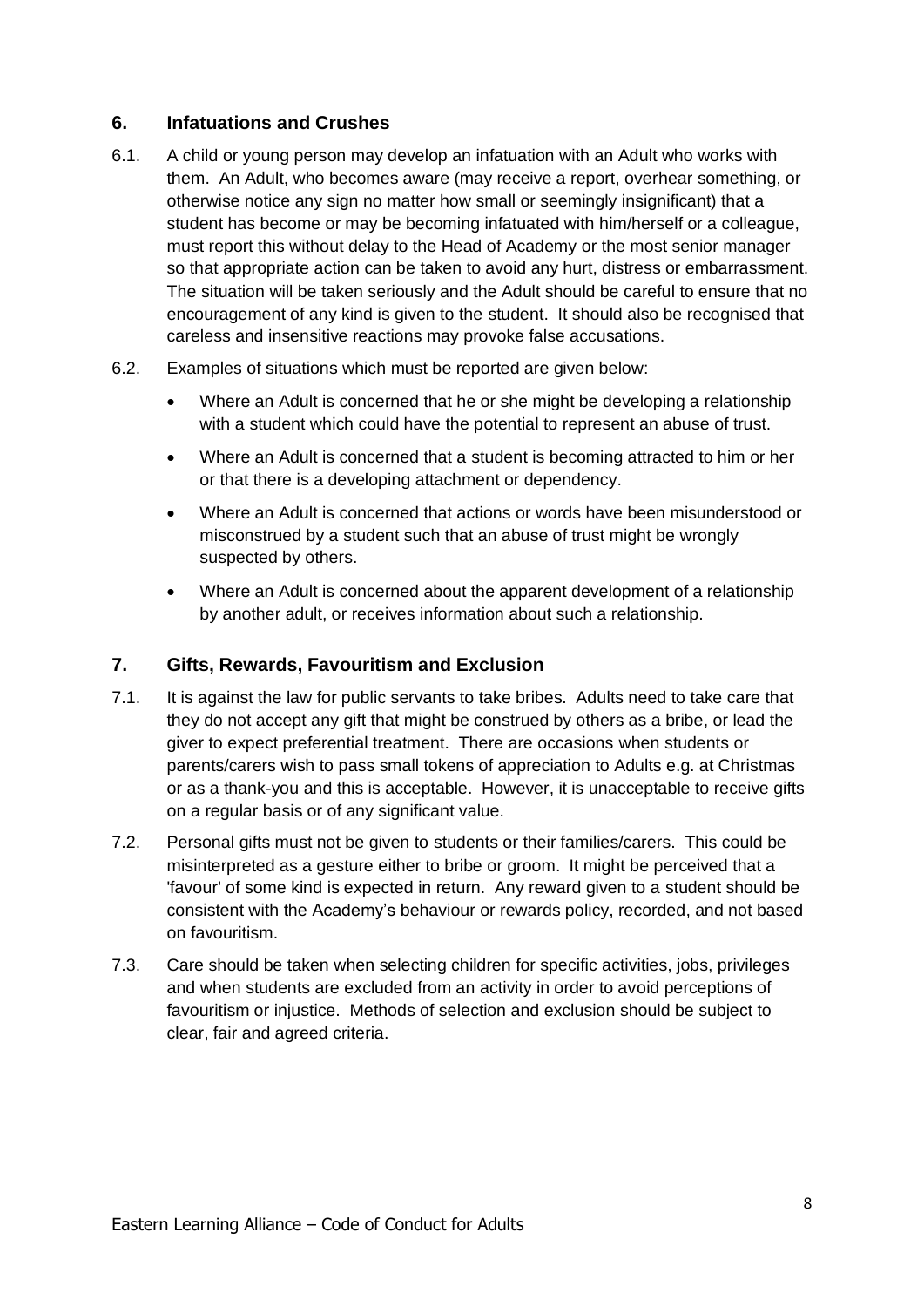## 6. Infatuations and Crushes

6.1. A child or young person may develop an infatuation with an Adult who works with them. An Adult, who becomes aware (may receive a report, overhear something, or otherwise notice any sign no matter how small or seemingly insignificant) that a student has become or may be becoming infatuated with him/herself or a colleague, must report this without delay to the Head of Academy or the most senior manager so that appropriate action can be taken to avoid any hurt, distress or embarrassment. The situation will be taken seriously and the Adult should be careful to ensure that no encouragement of any kind is given to the student. It should also be recognised that careless and insensitive reactions may provoke false accusations.

6.2. Examples of situations which must be reported are given below:

- Where an Adult is concerned that he or she might be developing a relationship with a student which could have the potential to represent an abuse of trust.
- Where an Adult is concerned that a student is becoming attracted to him or her or that there is a developing attachment or dependency.
- Where an Adult is concerned that actions or words have been misunderstood or misconstrued by a student such that an abuse of trust might be wrongly suspected by others.
- Where an Adult is concerned about the apparent development of a relationship by another adult, or receives information about such a relationship.

## 7. Gifts, Rewards, Favouritism and Exclusion

7.1. It is against the law for public servants to take bribes. Adults need to take care that they do not accept any gift that might be construed by others as a bribe, or lead the giver to expect preferential treatment. There are occasions when students or parents/carers wish to pass small tokens of appreciation to Adults e.g. at Christmas or as a thank-you and this is acceptable. However, it is unacceptable to receive gifts on a regular basis or of any significant value.

7.2. Personal gifts must not be given to students or their families/carers. This could be misinterpreted as a gesture either to bribe or groom. It might be perceived that a 'favour' of some kind is expected in return. Any reward given to a student should be consistent with the Academy's behaviour or rewards policy, recorded, and not based on favouritism.

7.3. Care should be taken when selecting children for specific activities, jobs, privileges and when students are excluded from an activity in order to avoid perceptions of favouritism or injustice. Methods of selection and exclusion should be subject to clear, fair and agreed criteria.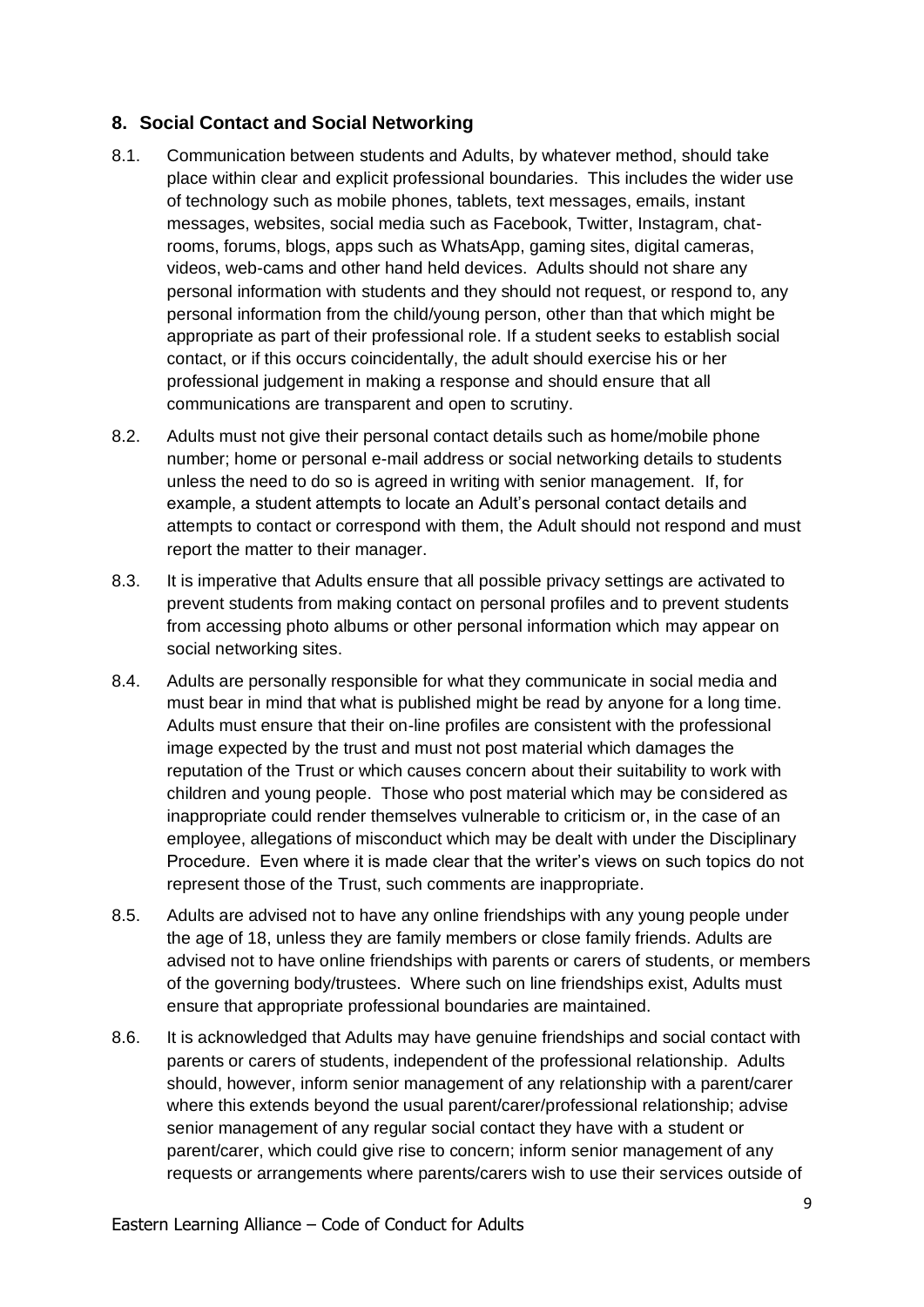## 8. Social Contact and Social Networking

8.1. Communication between students and Adults, by whatever method, should take place within clear and explicit professional boundaries. This includes the wider use of technology such as mobile phones, tablets, text messages, emails, instant messages, websites, social media such as Facebook, Twitter, Instagram, chat-rooms, forums, blogs, apps such as WhatsApp, gaming sites, digital cameras, videos, web-cams and other hand held devices. Adults should not share any personal information with students and they should not request, or respond to, any personal information from the child/young person, other than that which might be appropriate as part of their professional role. If a student seeks to establish social contact, or if this occurs coincidentally, the adult should exercise his or her professional judgement in making a response and should ensure that all communications are transparent and open to scrutiny.

8.2. Adults must not give their personal contact details such as home/mobile phone number; home or personal e-mail address or social networking details to students unless the need to do so is agreed in writing with senior management. If, for example, a student attempts to locate an Adult's personal contact details and attempts to contact or correspond with them, the Adult should not respond and must report the matter to their manager.

8.3. It is imperative that Adults ensure that all possible privacy settings are activated to prevent students from making contact on personal profiles and to prevent students from accessing photo albums or other personal information which may appear on social networking sites.

8.4. Adults are personally responsible for what they communicate in social media and must bear in mind that what is published might be read by anyone for a long time. Adults must ensure that their on-line profiles are consistent with the professional image expected by the trust and must not post material which damages the reputation of the Trust or which causes concern about their suitability to work with children and young people. Those who post material which may be considered as inappropriate could render themselves vulnerable to criticism or, in the case of an employee, allegations of misconduct which may be dealt with under the Disciplinary Procedure. Even where it is made clear that the writer's views on such topics do not represent those of the Trust, such comments are inappropriate.

8.5. Adults are advised not to have any online friendships with any young people under the age of 18, unless they are family members or close family friends. Adults are advised not to have online friendships with parents or carers of students, or members of the governing body/trustees. Where such on line friendships exist, Adults must ensure that appropriate professional boundaries are maintained.

8.6. It is acknowledged that Adults may have genuine friendships and social contact with parents or carers of students, independent of the professional relationship. Adults should, however, inform senior management of any relationship with a parent/carer where this extends beyond the usual parent/carer/professional relationship; advise senior management of any regular social contact they have with a student or parent/carer, which could give rise to concern; inform senior management of any requests or arrangements where parents/carers wish to use their services outside of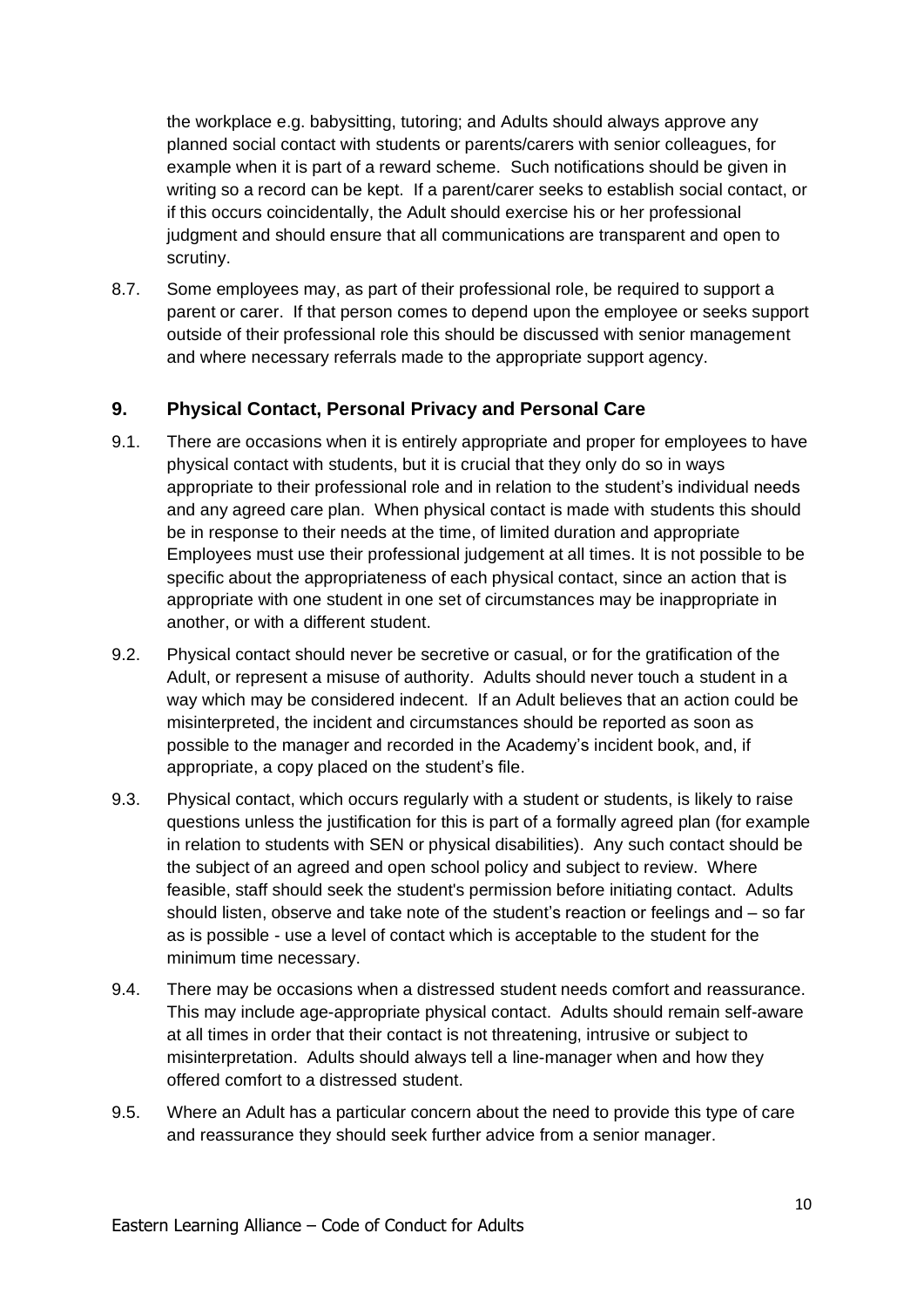the workplace e.g. babysitting, tutoring; and Adults should always approve any planned social contact with students or parents/carers with senior colleagues, for example when it is part of a reward scheme. Such notifications should be given in writing so a record can be kept. If a parent/carer seeks to establish social contact, or if this occurs coincidentally, the Adult should exercise his or her professional judgment and should ensure that all communications are transparent and open to scrutiny.

8.7. Some employees may, as part of their professional role, be required to support a parent or carer. If that person comes to depend upon the employee or seeks support outside of their professional role this should be discussed with senior management and where necessary referrals made to the appropriate support agency.

## 9. Physical Contact, Personal Privacy and Personal Care

9.1. There are occasions when it is entirely appropriate and proper for employees to have physical contact with students, but it is crucial that they only do so in ways appropriate to their professional role and in relation to the student's individual needs and any agreed care plan. When physical contact is made with students this should be in response to their needs at the time, of limited duration and appropriate Employees must use their professional judgement at all times. It is not possible to be specific about the appropriateness of each physical contact, since an action that is appropriate with one student in one set of circumstances may be inappropriate in another, or with a different student.

9.2. Physical contact should never be secretive or casual, or for the gratification of the Adult, or represent a misuse of authority. Adults should never touch a student in a way which may be considered indecent. If an Adult believes that an action could be misinterpreted, the incident and circumstances should be reported as soon as possible to the manager and recorded in the Academy's incident book, and, if appropriate, a copy placed on the student's file.

9.3. Physical contact, which occurs regularly with a student or students, is likely to raise questions unless the justification for this is part of a formally agreed plan (for example in relation to students with SEN or physical disabilities). Any such contact should be the subject of an agreed and open school policy and subject to review. Where feasible, staff should seek the student's permission before initiating contact. Adults should listen, observe and take note of the student's reaction or feelings and – so far as is possible - use a level of contact which is acceptable to the student for the minimum time necessary.

9.4. There may be occasions when a distressed student needs comfort and reassurance. This may include age-appropriate physical contact. Adults should remain self-aware at all times in order that their contact is not threatening, intrusive or subject to misinterpretation. Adults should always tell a line-manager when and how they offered comfort to a distressed student.

9.5. Where an Adult has a particular concern about the need to provide this type of care and reassurance they should seek further advice from a senior manager.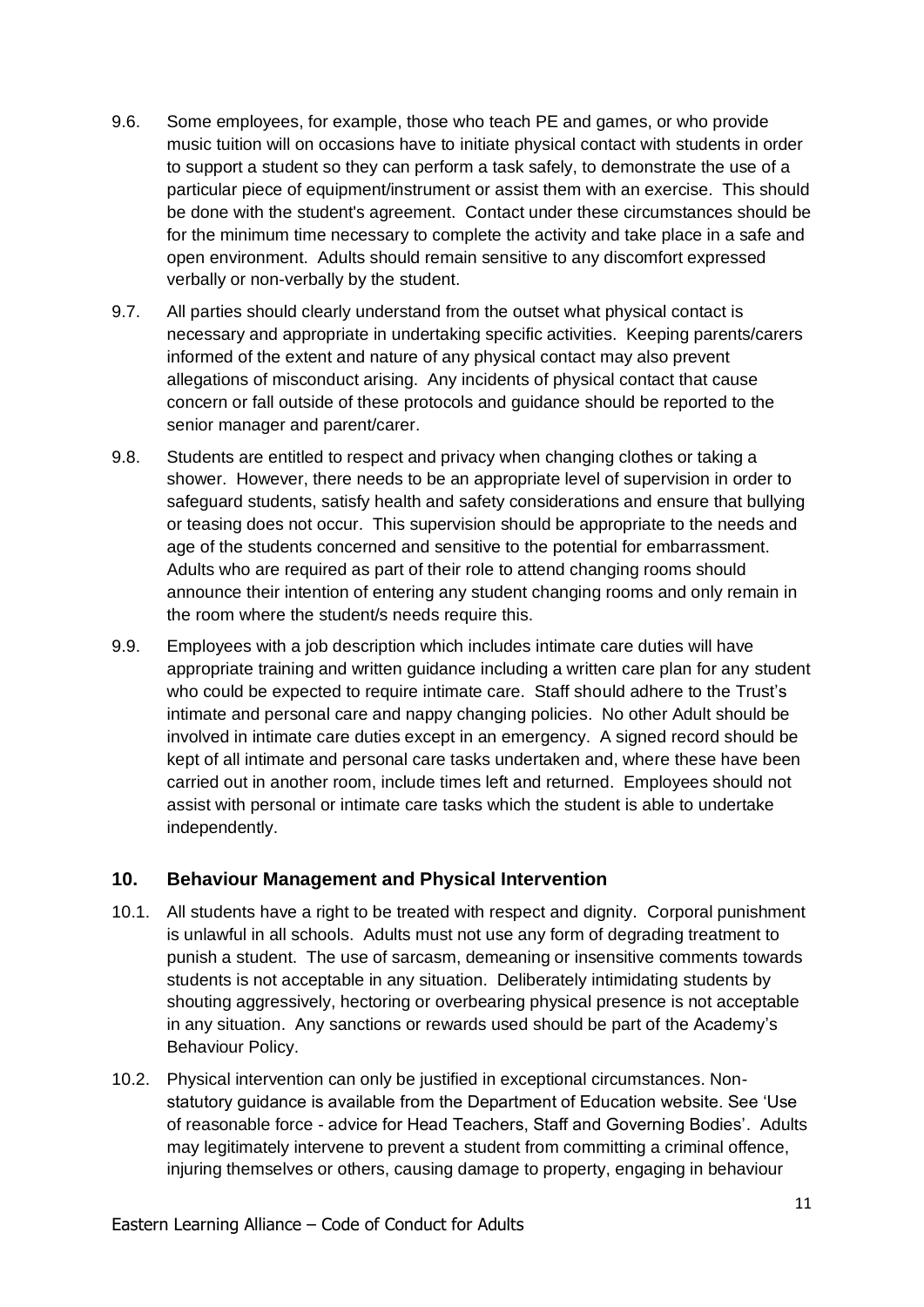9.6. Some employees, for example, those who teach PE and games, or who provide music tuition will on occasions have to initiate physical contact with students in order to support a student so they can perform a task safely, to demonstrate the use of a particular piece of equipment/instrument or assist them with an exercise. This should be done with the student's agreement. Contact under these circumstances should be for the minimum time necessary to complete the activity and take place in a safe and open environment. Adults should remain sensitive to any discomfort expressed verbally or non-verbally by the student.

9.7. All parties should clearly understand from the outset what physical contact is necessary and appropriate in undertaking specific activities. Keeping parents/carers informed of the extent and nature of any physical contact may also prevent allegations of misconduct arising. Any incidents of physical contact that cause concern or fall outside of these protocols and guidance should be reported to the senior manager and parent/carer.

9.8. Students are entitled to respect and privacy when changing clothes or taking a shower. However, there needs to be an appropriate level of supervision in order to safeguard students, satisfy health and safety considerations and ensure that bullying or teasing does not occur. This supervision should be appropriate to the needs and age of the students concerned and sensitive to the potential for embarrassment. Adults who are required as part of their role to attend changing rooms should announce their intention of entering any student changing rooms and only remain in the room where the student/s needs require this.

9.9. Employees with a job description which includes intimate care duties will have appropriate training and written guidance including a written care plan for any student who could be expected to require intimate care. Staff should adhere to the Trust's intimate and personal care and nappy changing policies. No other Adult should be involved in intimate care duties except in an emergency. A signed record should be kept of all intimate and personal care tasks undertaken and, where these have been carried out in another room, include times left and returned. Employees should not assist with personal or intimate care tasks which the student is able to undertake independently.

## 10. Behaviour Management and Physical Intervention

10.1. All students have a right to be treated with respect and dignity. Corporal punishment is unlawful in all schools. Adults must not use any form of degrading treatment to punish a student. The use of sarcasm, demeaning or insensitive comments towards students is not acceptable in any situation. Deliberately intimidating students by shouting aggressively, hectoring or overbearing physical presence is not acceptable in any situation. Any sanctions or rewards used should be part of the Academy's Behaviour Policy.

10.2. Physical intervention can only be justified in exceptional circumstances. Non-statutory guidance is available from the Department of Education website. See 'Use of reasonable force - advice for Head Teachers, Staff and Governing Bodies'. Adults may legitimately intervene to prevent a student from committing a criminal offence, injuring themselves or others, causing damage to property, engaging in behaviour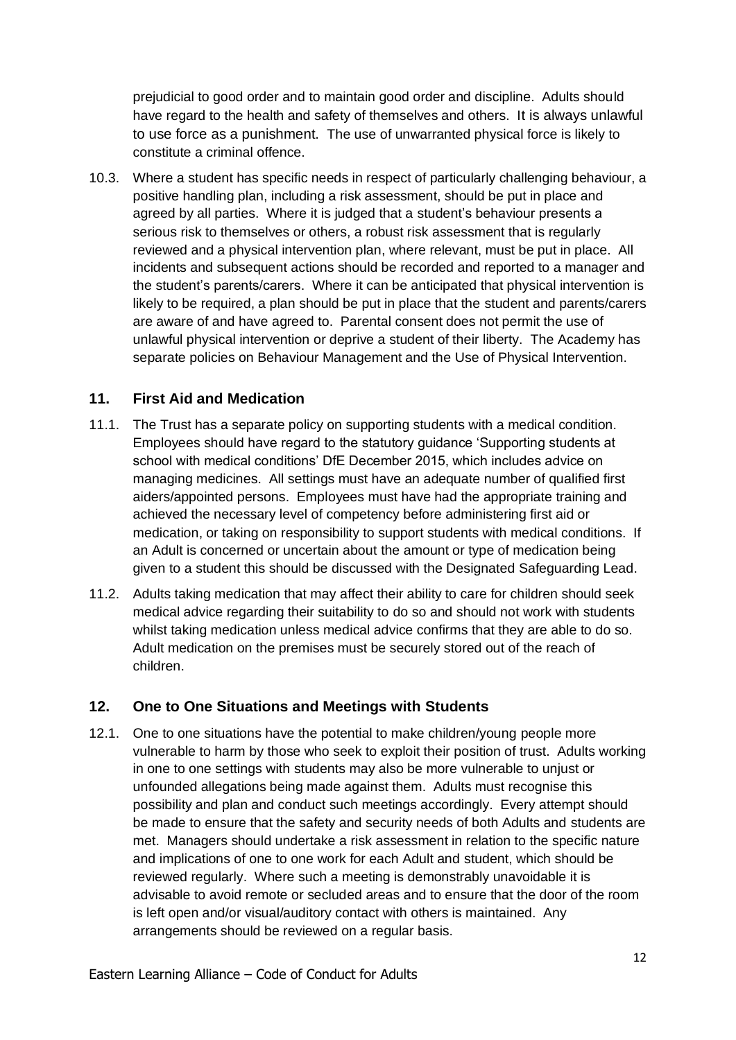prejudicial to good order and to maintain good order and discipline. Adults should have regard to the health and safety of themselves and others. It is always unlawful to use force as a punishment. The use of unwarranted physical force is likely to constitute a criminal offence.

10.3. Where a student has specific needs in respect of particularly challenging behaviour, a positive handling plan, including a risk assessment, should be put in place and agreed by all parties. Where it is judged that a student's behaviour presents a serious risk to themselves or others, a robust risk assessment that is regularly reviewed and a physical intervention plan, where relevant, must be put in place. All incidents and subsequent actions should be recorded and reported to a manager and the student's parents/carers. Where it can be anticipated that physical intervention is likely to be required, a plan should be put in place that the student and parents/carers are aware of and have agreed to. Parental consent does not permit the use of unlawful physical intervention or deprive a student of their liberty. The Academy has separate policies on Behaviour Management and the Use of Physical Intervention.

## 11. First Aid and Medication

11.1. The Trust has a separate policy on supporting students with a medical condition. Employees should have regard to the statutory guidance 'Supporting students at school with medical conditions' DfE December 2015, which includes advice on managing medicines. All settings must have an adequate number of qualified first aiders/appointed persons. Employees must have had the appropriate training and achieved the necessary level of competency before administering first aid or medication, or taking on responsibility to support students with medical conditions. If an Adult is concerned or uncertain about the amount or type of medication being given to a student this should be discussed with the Designated Safeguarding Lead.

11.2. Adults taking medication that may affect their ability to care for children should seek medical advice regarding their suitability to do so and should not work with students whilst taking medication unless medical advice confirms that they are able to do so. Adult medication on the premises must be securely stored out of the reach of children.

## 12. One to One Situations and Meetings with Students

12.1. One to one situations have the potential to make children/young people more vulnerable to harm by those who seek to exploit their position of trust. Adults working in one to one settings with students may also be more vulnerable to unjust or unfounded allegations being made against them. Adults must recognise this possibility and plan and conduct such meetings accordingly. Every attempt should be made to ensure that the safety and security needs of both Adults and students are met. Managers should undertake a risk assessment in relation to the specific nature and implications of one to one work for each Adult and student, which should be reviewed regularly. Where such a meeting is demonstrably unavoidable it is advisable to avoid remote or secluded areas and to ensure that the door of the room is left open and/or visual/auditory contact with others is maintained. Any arrangements should be reviewed on a regular basis.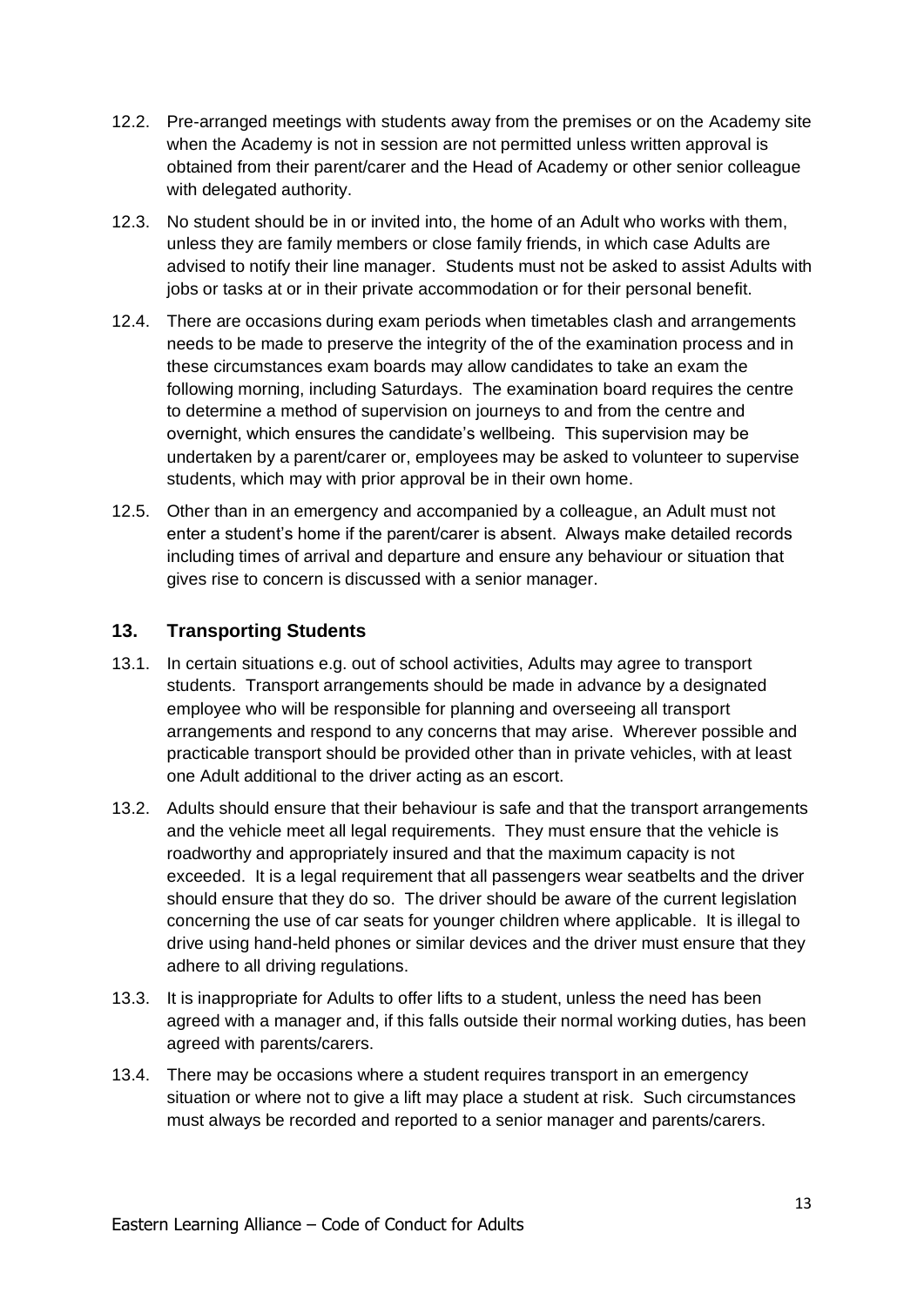12.2. Pre-arranged meetings with students away from the premises or on the Academy site when the Academy is not in session are not permitted unless written approval is obtained from their parent/carer and the Head of Academy or other senior colleague with delegated authority.

12.3. No student should be in or invited into, the home of an Adult who works with them, unless they are family members or close family friends, in which case Adults are advised to notify their line manager. Students must not be asked to assist Adults with jobs or tasks at or in their private accommodation or for their personal benefit.

12.4. There are occasions during exam periods when timetables clash and arrangements needs to be made to preserve the integrity of the of the examination process and in these circumstances exam boards may allow candidates to take an exam the following morning, including Saturdays. The examination board requires the centre to determine a method of supervision on journeys to and from the centre and overnight, which ensures the candidate's wellbeing. This supervision may be undertaken by a parent/carer or, employees may be asked to volunteer to supervise students, which may with prior approval be in their own home.

12.5. Other than in an emergency and accompanied by a colleague, an Adult must not enter a student's home if the parent/carer is absent. Always make detailed records including times of arrival and departure and ensure any behaviour or situation that gives rise to concern is discussed with a senior manager.

## 13. Transporting Students

13.1. In certain situations e.g. out of school activities, Adults may agree to transport students. Transport arrangements should be made in advance by a designated employee who will be responsible for planning and overseeing all transport arrangements and respond to any concerns that may arise. Wherever possible and practicable transport should be provided other than in private vehicles, with at least one Adult additional to the driver acting as an escort.

13.2. Adults should ensure that their behaviour is safe and that the transport arrangements and the vehicle meet all legal requirements. They must ensure that the vehicle is roadworthy and appropriately insured and that the maximum capacity is not exceeded. It is a legal requirement that all passengers wear seatbelts and the driver should ensure that they do so. The driver should be aware of the current legislation concerning the use of car seats for younger children where applicable. It is illegal to drive using hand-held phones or similar devices and the driver must ensure that they adhere to all driving regulations.

13.3. It is inappropriate for Adults to offer lifts to a student, unless the need has been agreed with a manager and, if this falls outside their normal working duties, has been agreed with parents/carers.

13.4. There may be occasions where a student requires transport in an emergency situation or where not to give a lift may place a student at risk. Such circumstances must always be recorded and reported to a senior manager and parents/carers.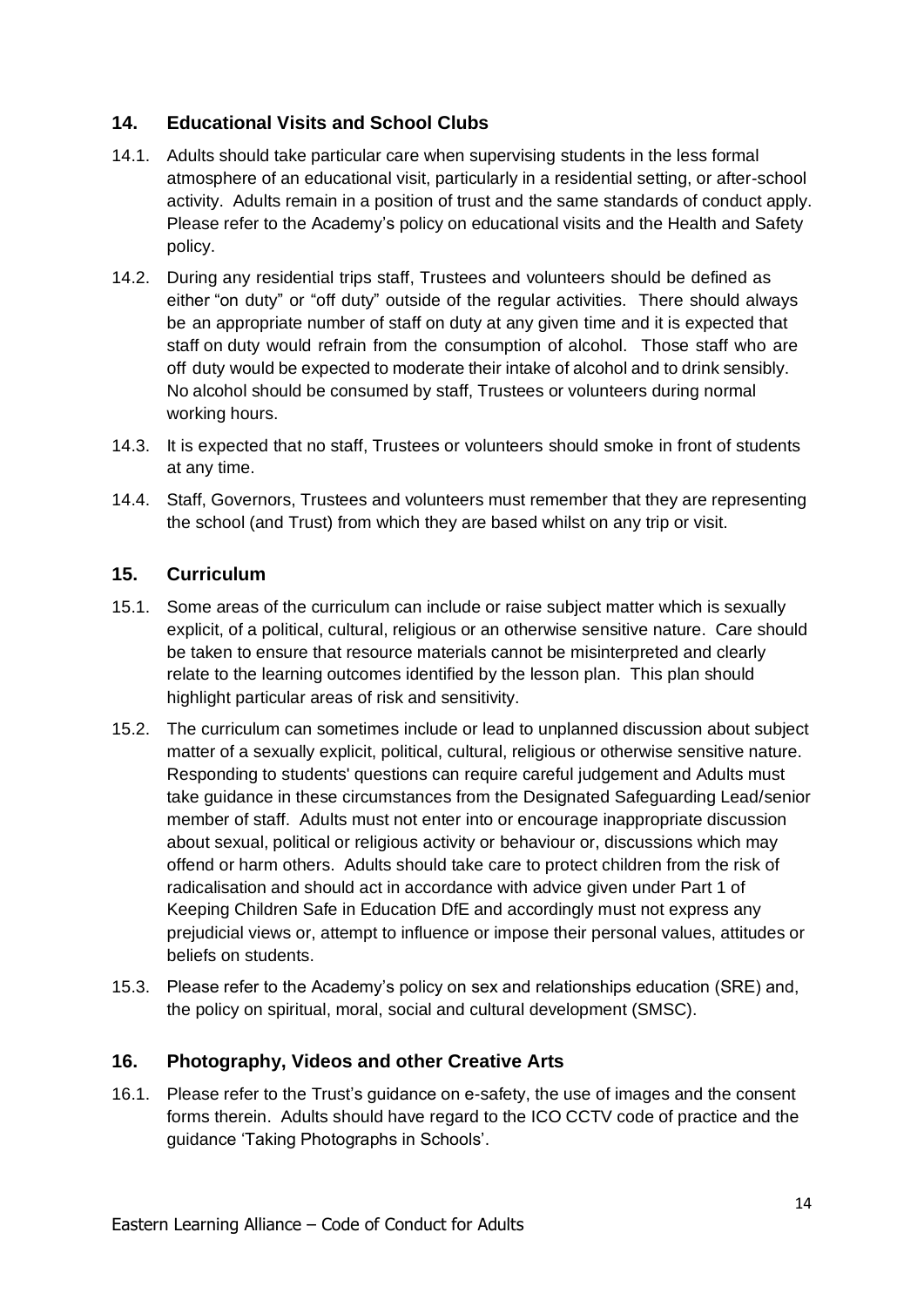## 14. Educational Visits and School Clubs

14.1. Adults should take particular care when supervising students in the less formal atmosphere of an educational visit, particularly in a residential setting, or after-school activity. Adults remain in a position of trust and the same standards of conduct apply. Please refer to the Academy's policy on educational visits and the Health and Safety policy.

14.2. During any residential trips staff, Trustees and volunteers should be defined as either "on duty" or "off duty" outside of the regular activities. There should always be an appropriate number of staff on duty at any given time and it is expected that staff on duty would refrain from the consumption of alcohol. Those staff who are off duty would be expected to moderate their intake of alcohol and to drink sensibly. No alcohol should be consumed by staff, Trustees or volunteers during normal working hours.

14.3. It is expected that no staff, Trustees or volunteers should smoke in front of students at any time.

14.4. Staff, Governors, Trustees and volunteers must remember that they are representing the school (and Trust) from which they are based whilst on any trip or visit.

## 15. Curriculum

15.1. Some areas of the curriculum can include or raise subject matter which is sexually explicit, of a political, cultural, religious or an otherwise sensitive nature. Care should be taken to ensure that resource materials cannot be misinterpreted and clearly relate to the learning outcomes identified by the lesson plan. This plan should highlight particular areas of risk and sensitivity.

15.2. The curriculum can sometimes include or lead to unplanned discussion about subject matter of a sexually explicit, political, cultural, religious or otherwise sensitive nature. Responding to students' questions can require careful judgement and Adults must take guidance in these circumstances from the Designated Safeguarding Lead/senior member of staff. Adults must not enter into or encourage inappropriate discussion about sexual, political or religious activity or behaviour or, discussions which may offend or harm others. Adults should take care to protect children from the risk of radicalisation and should act in accordance with advice given under Part 1 of Keeping Children Safe in Education DfE and accordingly must not express any prejudicial views or, attempt to influence or impose their personal values, attitudes or beliefs on students.

15.3. Please refer to the Academy's policy on sex and relationships education (SRE) and, the policy on spiritual, moral, social and cultural development (SMSC).

## 16. Photography, Videos and other Creative Arts

16.1. Please refer to the Trust's guidance on e-safety, the use of images and the consent forms therein. Adults should have regard to the ICO CCTV code of practice and the guidance 'Taking Photographs in Schools'.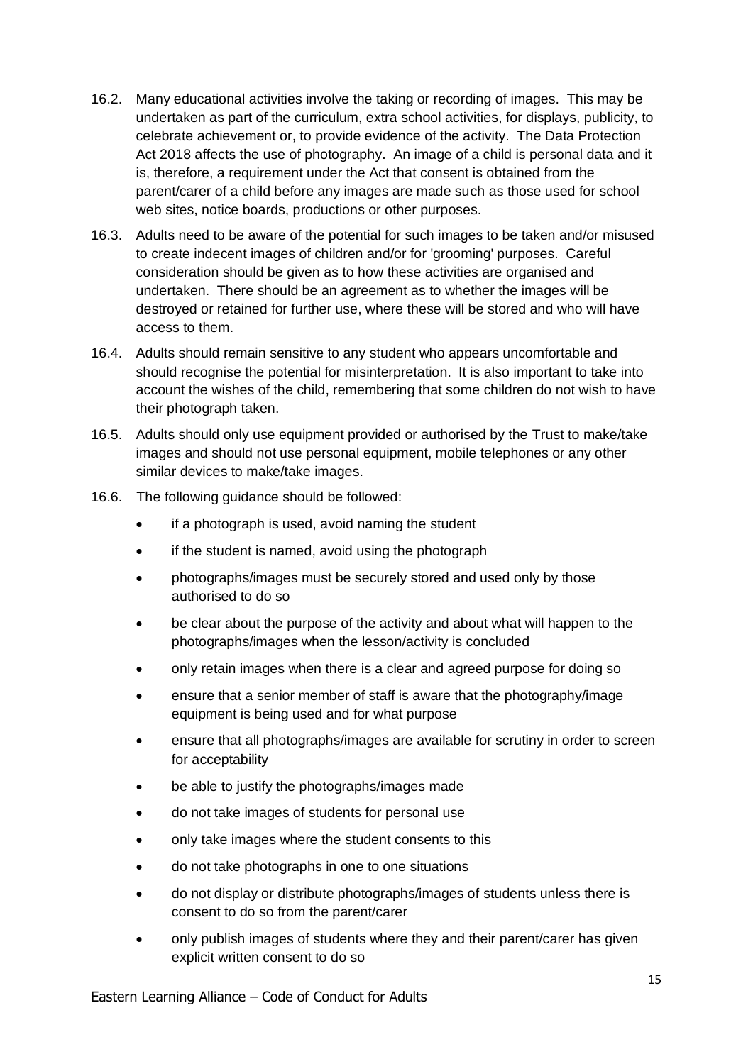16.2. Many educational activities involve the taking or recording of images. This may be undertaken as part of the curriculum, extra school activities, for displays, publicity, to celebrate achievement or, to provide evidence of the activity. The Data Protection Act 2018 affects the use of photography. An image of a child is personal data and it is, therefore, a requirement under the Act that consent is obtained from the parent/carer of a child before any images are made such as those used for school web sites, notice boards, productions or other purposes.

16.3. Adults need to be aware of the potential for such images to be taken and/or misused to create indecent images of children and/or for 'grooming' purposes. Careful consideration should be given as to how these activities are organised and undertaken. There should be an agreement as to whether the images will be destroyed or retained for further use, where these will be stored and who will have access to them.

16.4. Adults should remain sensitive to any student who appears uncomfortable and should recognise the potential for misinterpretation. It is also important to take into account the wishes of the child, remembering that some children do not wish to have their photograph taken.

16.5. Adults should only use equipment provided or authorised by the Trust to make/take images and should not use personal equipment, mobile telephones or any other similar devices to make/take images.

16.6. The following guidance should be followed:

- if a photograph is used, avoid naming the student
- if the student is named, avoid using the photograph
- photographs/images must be securely stored and used only by those authorised to do so
- be clear about the purpose of the activity and about what will happen to the photographs/images when the lesson/activity is concluded
- only retain images when there is a clear and agreed purpose for doing so
- ensure that a senior member of staff is aware that the photography/image equipment is being used and for what purpose
- ensure that all photographs/images are available for scrutiny in order to screen for acceptability
- be able to justify the photographs/images made
- do not take images of students for personal use
- only take images where the student consents to this
- do not take photographs in one to one situations
- do not display or distribute photographs/images of students unless there is consent to do so from the parent/carer
- only publish images of students where they and their parent/carer has given explicit written consent to do so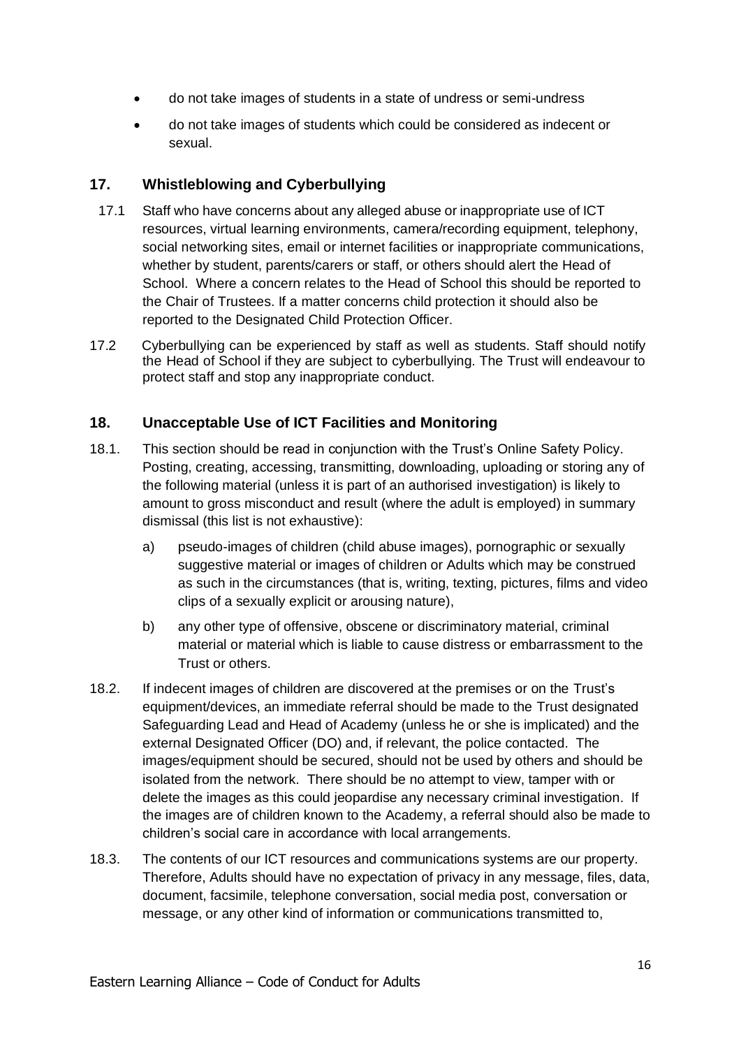- do not take images of students in a state of undress or semi-undress
- do not take images of students which could be considered as indecent or sexual.

## 17. Whistleblowing and Cyberbullying

17.1 Staff who have concerns about any alleged abuse or inappropriate use of ICT resources, virtual learning environments, camera/recording equipment, telephony, social networking sites, email or internet facilities or inappropriate communications, whether by student, parents/carers or staff, or others should alert the Head of School. Where a concern relates to the Head of School this should be reported to the Chair of Trustees. If a matter concerns child protection it should also be reported to the Designated Child Protection Officer.

17.2 Cyberbullying can be experienced by staff as well as students. Staff should notify the Head of School if they are subject to cyberbullying. The Trust will endeavour to protect staff and stop any inappropriate conduct.

## 18. Unacceptable Use of ICT Facilities and Monitoring

18.1. This section should be read in conjunction with the Trust's Online Safety Policy. Posting, creating, accessing, transmitting, downloading, uploading or storing any of the following material (unless it is part of an authorised investigation) is likely to amount to gross misconduct and result (where the adult is employed) in summary dismissal (this list is not exhaustive):

a) pseudo-images of children (child abuse images), pornographic or sexually suggestive material or images of children or Adults which may be construed as such in the circumstances (that is, writing, texting, pictures, films and video clips of a sexually explicit or arousing nature),

b) any other type of offensive, obscene or discriminatory material, criminal material or material which is liable to cause distress or embarrassment to the Trust or others.

18.2. If indecent images of children are discovered at the premises or on the Trust's equipment/devices, an immediate referral should be made to the Trust designated Safeguarding Lead and Head of Academy (unless he or she is implicated) and the external Designated Officer (DO) and, if relevant, the police contacted. The images/equipment should be secured, should not be used by others and should be isolated from the network. There should be no attempt to view, tamper with or delete the images as this could jeopardise any necessary criminal investigation. If the images are of children known to the Academy, a referral should also be made to children's social care in accordance with local arrangements.

18.3. The contents of our ICT resources and communications systems are our property. Therefore, Adults should have no expectation of privacy in any message, files, data, document, facsimile, telephone conversation, social media post, conversation or message, or any other kind of information or communications transmitted to,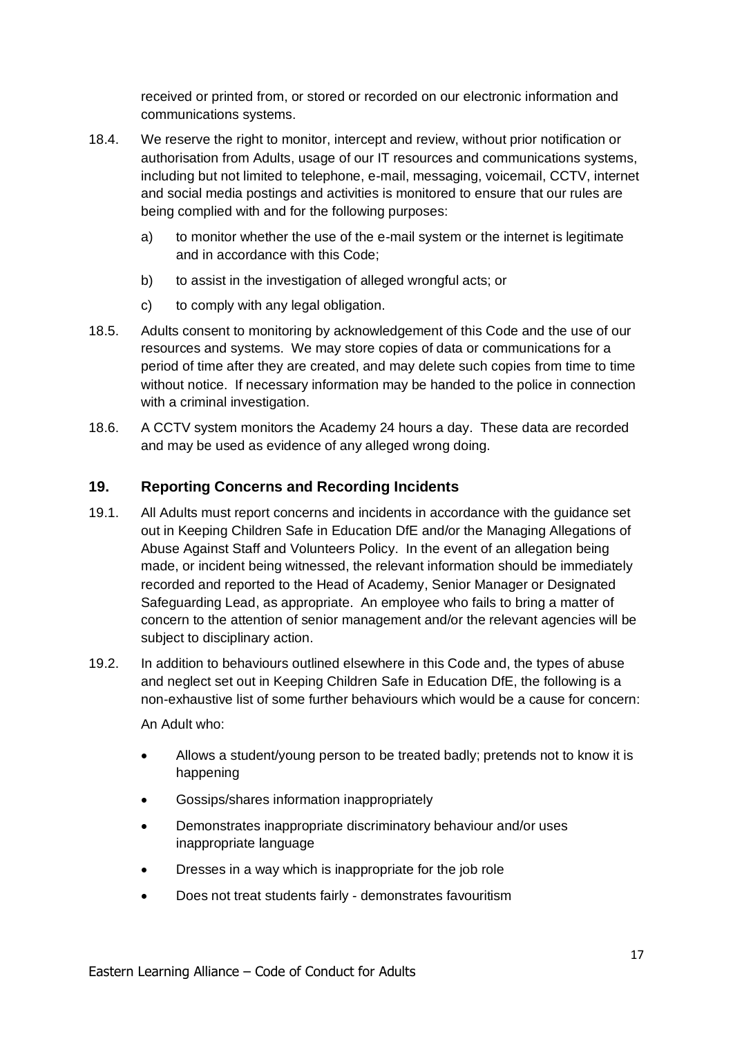received or printed from, or stored or recorded on our electronic information and communications systems.

18.4. We reserve the right to monitor, intercept and review, without prior notification or authorisation from Adults, usage of our IT resources and communications systems, including but not limited to telephone, e-mail, messaging, voicemail, CCTV, internet and social media postings and activities is monitored to ensure that our rules are being complied with and for the following purposes:

a) to monitor whether the use of the e-mail system or the internet is legitimate and in accordance with this Code;

b) to assist in the investigation of alleged wrongful acts; or

c) to comply with any legal obligation.

18.5. Adults consent to monitoring by acknowledgement of this Code and the use of our resources and systems. We may store copies of data or communications for a period of time after they are created, and may delete such copies from time to time without notice. If necessary information may be handed to the police in connection with a criminal investigation.

18.6. A CCTV system monitors the Academy 24 hours a day. These data are recorded and may be used as evidence of any alleged wrong doing.

## 19. Reporting Concerns and Recording Incidents

19.1. All Adults must report concerns and incidents in accordance with the guidance set out in Keeping Children Safe in Education DfE and/or the Managing Allegations of Abuse Against Staff and Volunteers Policy. In the event of an allegation being made, or incident being witnessed, the relevant information should be immediately recorded and reported to the Head of Academy, Senior Manager or Designated Safeguarding Lead, as appropriate. An employee who fails to bring a matter of concern to the attention of senior management and/or the relevant agencies will be subject to disciplinary action.

19.2. In addition to behaviours outlined elsewhere in this Code and, the types of abuse and neglect set out in Keeping Children Safe in Education DfE, the following is a non-exhaustive list of some further behaviours which would be a cause for concern:

An Adult who:

- Allows a student/young person to be treated badly; pretends not to know it is happening
- Gossips/shares information inappropriately
- Demonstrates inappropriate discriminatory behaviour and/or uses inappropriate language
- Dresses in a way which is inappropriate for the job role
- Does not treat students fairly - demonstrates favouritism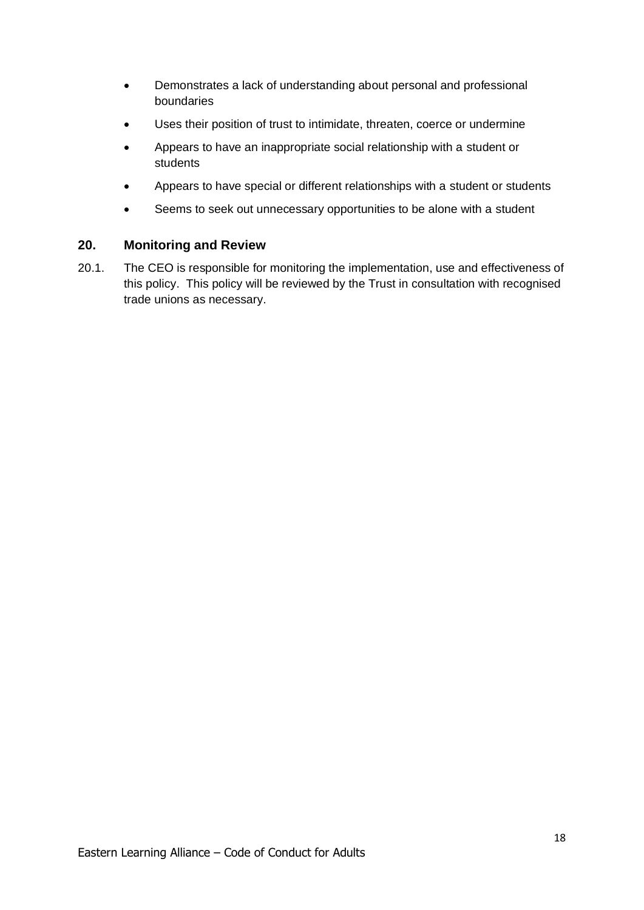- Demonstrates a lack of understanding about personal and professional boundaries
- Uses their position of trust to intimidate, threaten, coerce or undermine
- Appears to have an inappropriate social relationship with a student or students
- Appears to have special or different relationships with a student or students
- Seems to seek out unnecessary opportunities to be alone with a student

## 20. Monitoring and Review

20.1. The CEO is responsible for monitoring the implementation, use and effectiveness of this policy. This policy will be reviewed by the Trust in consultation with recognised trade unions as necessary.